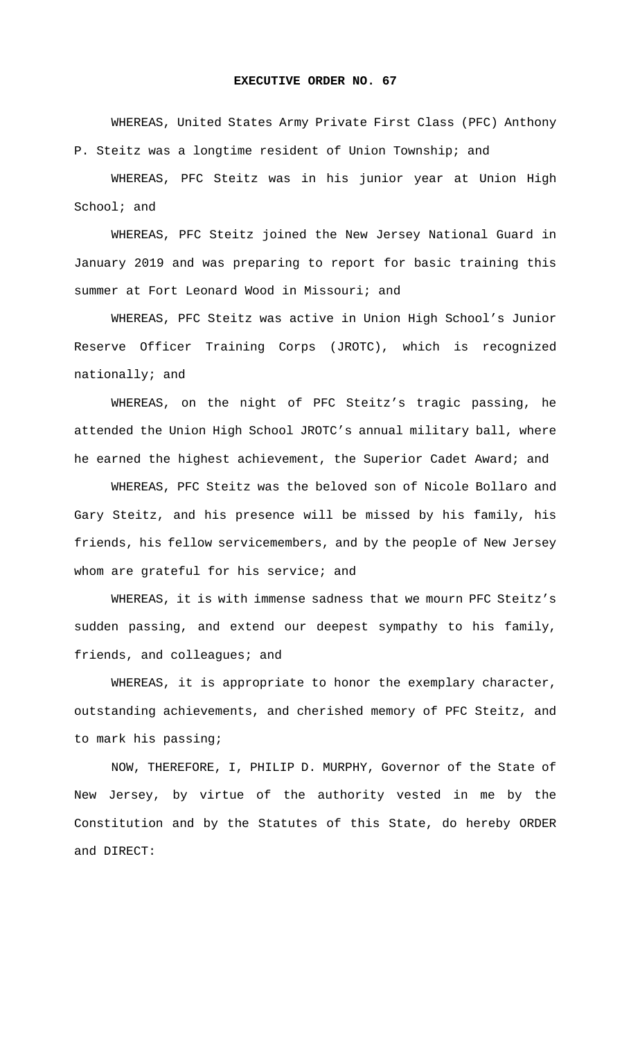**EXECUTIVE ORDER NO. 67**

WHEREAS, United States Army Private First Class (PFC) Anthony P. Steitz was a longtime resident of Union Township; and

WHEREAS, PFC Steitz was in his junior year at Union High School; and

WHEREAS, PFC Steitz joined the New Jersey National Guard in January 2019 and was preparing to report for basic training this summer at Fort Leonard Wood in Missouri; and

WHEREAS, PFC Steitz was active in Union High School's Junior Reserve Officer Training Corps (JROTC), which is recognized nationally; and

WHEREAS, on the night of PFC Steitz's tragic passing, he attended the Union High School JROTC's annual military ball, where he earned the highest achievement, the Superior Cadet Award; and

WHEREAS, PFC Steitz was the beloved son of Nicole Bollaro and Gary Steitz, and his presence will be missed by his family, his friends, his fellow servicemembers, and by the people of New Jersey whom are grateful for his service; and

WHEREAS, it is with immense sadness that we mourn PFC Steitz's sudden passing, and extend our deepest sympathy to his family, friends, and colleagues; and

WHEREAS, it is appropriate to honor the exemplary character, outstanding achievements, and cherished memory of PFC Steitz, and to mark his passing;

NOW, THEREFORE, I, PHILIP D. MURPHY, Governor of the State of New Jersey, by virtue of the authority vested in me by the Constitution and by the Statutes of this State, do hereby ORDER and DIRECT: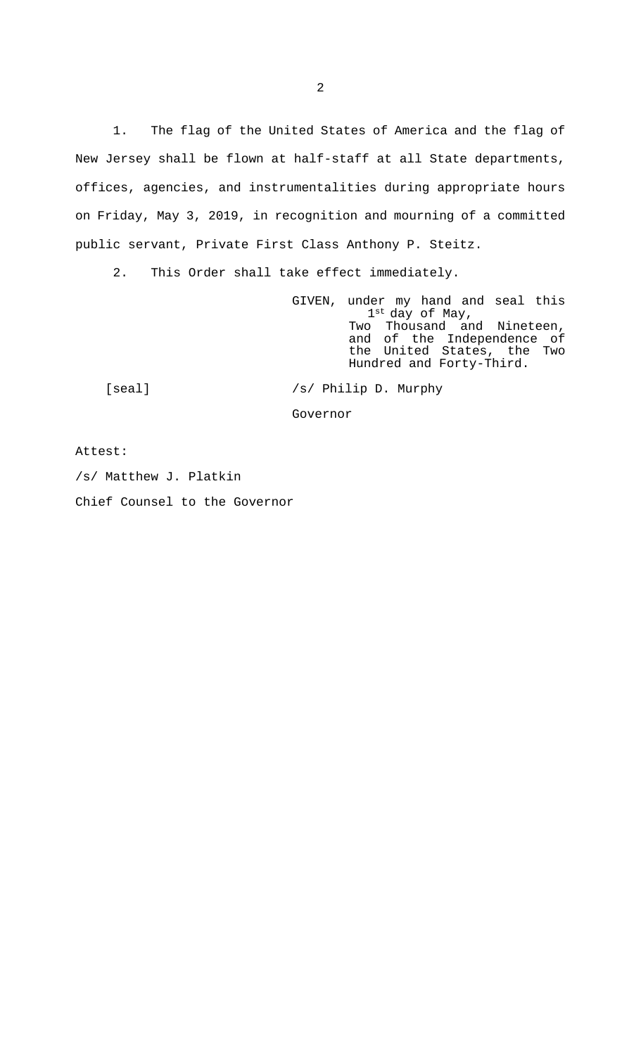1. The flag of the United States of America and the flag of New Jersey shall be flown at half-staff at all State departments, offices, agencies, and instrumentalities during appropriate hours on Friday, May 3, 2019, in recognition and mourning of a committed public servant, Private First Class Anthony P. Steitz.

2. This Order shall take effect immediately.

GIVEN, under my hand and seal this 1st day of May, Two Thousand and Nineteen, and of the Independence of the United States, the Two Hundred and Forty-Third.

[seal]

/s/ Philip D. Murphy

Governor

Attest:

/s/ Matthew J. Platkin

Chief Counsel to the Governor